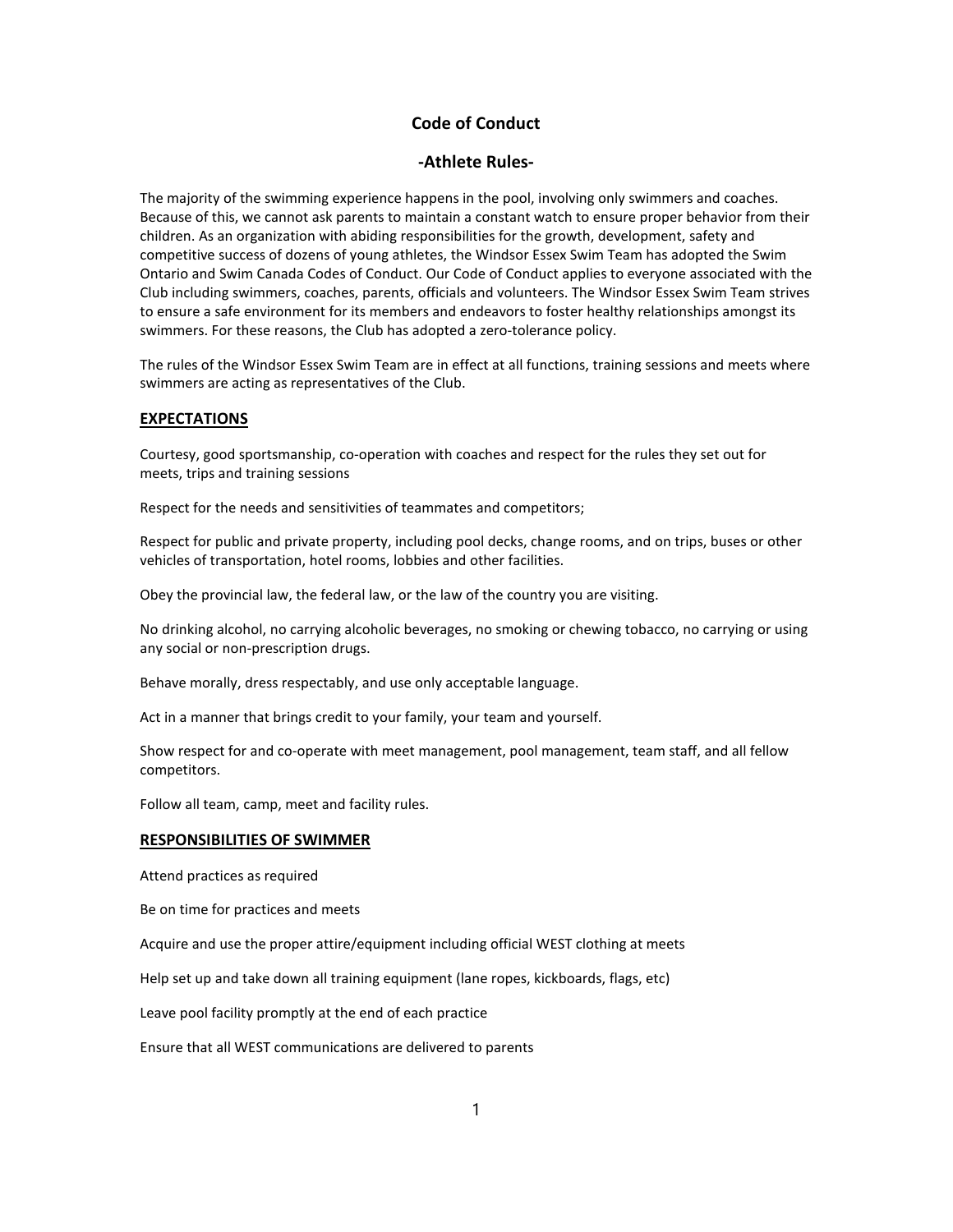# Code of Conduct

## -Athlete Rules-

The majority of the swimming experience happens in the pool, involving only swimmers and coaches. Because of this, we cannot ask parents to maintain a constant watch to ensure proper behavior from their children. As an organization with abiding responsibilities for the growth, development, safety and competitive success of dozens of young athletes, the Windsor Essex Swim Team has adopted the Swim Ontario and Swim Canada Codes of Conduct. Our Code of Conduct applies to everyone associated with the Club including swimmers, coaches, parents, officials and volunteers. The Windsor Essex Swim Team strives to ensure a safe environment for its members and endeavors to foster healthy relationships amongst its swimmers. For these reasons, the Club has adopted a zero-tolerance policy.

The rules of the Windsor Essex Swim Team are in effect at all functions, training sessions and meets where swimmers are acting as representatives of the Club.

### EXPECTATIONS

Courtesy, good sportsmanship, co-operation with coaches and respect for the rules they set out for meets, trips and training sessions

Respect for the needs and sensitivities of teammates and competitors;

Respect for public and private property, including pool decks, change rooms, and on trips, buses or other vehicles of transportation, hotel rooms, lobbies and other facilities.

Obey the provincial law, the federal law, or the law of the country you are visiting.

No drinking alcohol, no carrying alcoholic beverages, no smoking or chewing tobacco, no carrying or using any social or non-prescription drugs.

Behave morally, dress respectably, and use only acceptable language.

Act in a manner that brings credit to your family, your team and yourself.

Show respect for and co-operate with meet management, pool management, team staff, and all fellow competitors.

Follow all team, camp, meet and facility rules.

### RESPONSIBILITIES OF SWIMMER

Attend practices as required

Be on time for practices and meets

Acquire and use the proper attire/equipment including official WEST clothing at meets

Help set up and take down all training equipment (lane ropes, kickboards, flags, etc)

Leave pool facility promptly at the end of each practice

Ensure that all WEST communications are delivered to parents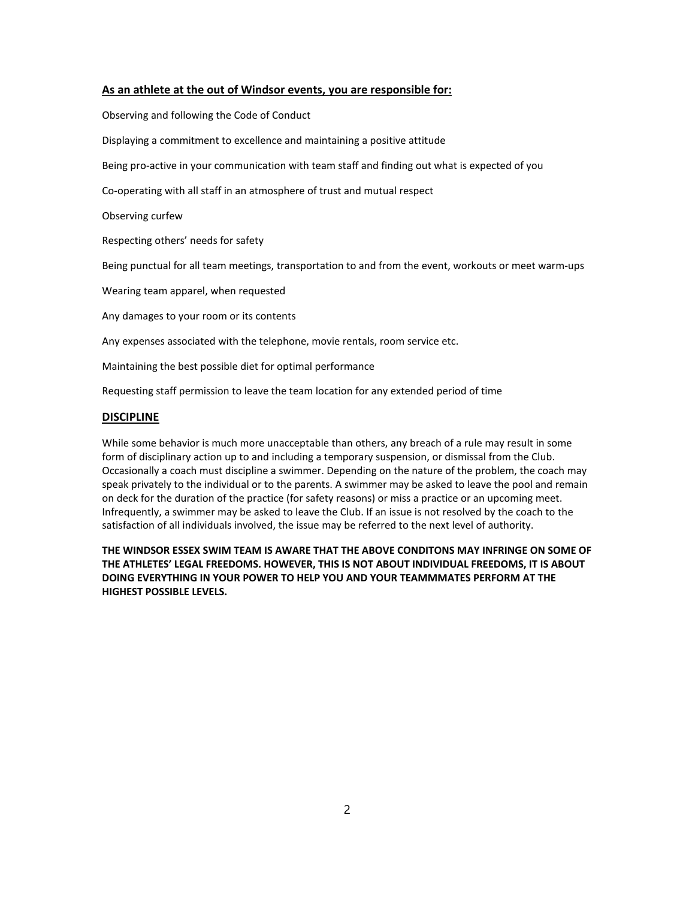## As an athlete at the out of Windsor events, you are responsible for:

Observing and following the Code of Conduct

Displaying a commitment to excellence and maintaining a positive attitude

Being pro-active in your communication with team staff and finding out what is expected of you

Co-operating with all staff in an atmosphere of trust and mutual respect

Observing curfew

Respecting others' needs for safety

Being punctual for all team meetings, transportation to and from the event, workouts or meet warm-ups

Wearing team apparel, when requested

Any damages to your room or its contents

Any expenses associated with the telephone, movie rentals, room service etc.

Maintaining the best possible diet for optimal performance

Requesting staff permission to leave the team location for any extended period of time

## DISCIPLINE

While some behavior is much more unacceptable than others, any breach of a rule may result in some form of disciplinary action up to and including a temporary suspension, or dismissal from the Club. Occasionally a coach must discipline a swimmer. Depending on the nature of the problem, the coach may speak privately to the individual or to the parents. A swimmer may be asked to leave the pool and remain on deck for the duration of the practice (for safety reasons) or miss a practice or an upcoming meet. Infrequently, a swimmer may be asked to leave the Club. If an issue is not resolved by the coach to the satisfaction of all individuals involved, the issue may be referred to the next level of authority.

**THE WINDSOR ESSEX SWIM TEAM IS AWARE THAT THE ABOVE CONDITONS MAY INFRINGE ON SOME OF THE ATHLETES' LEGAL FREEDOMS. HOWEVER, THIS IS NOT ABOUT INDIVIDUAL FREEDOMS, IT IS ABOUT DOING EVERYTHING IN YOUR POWER TO HELP YOU AND YOUR TEAMMMATES PERFORM AT THE HIGHEST POSSIBLE LEVELS.**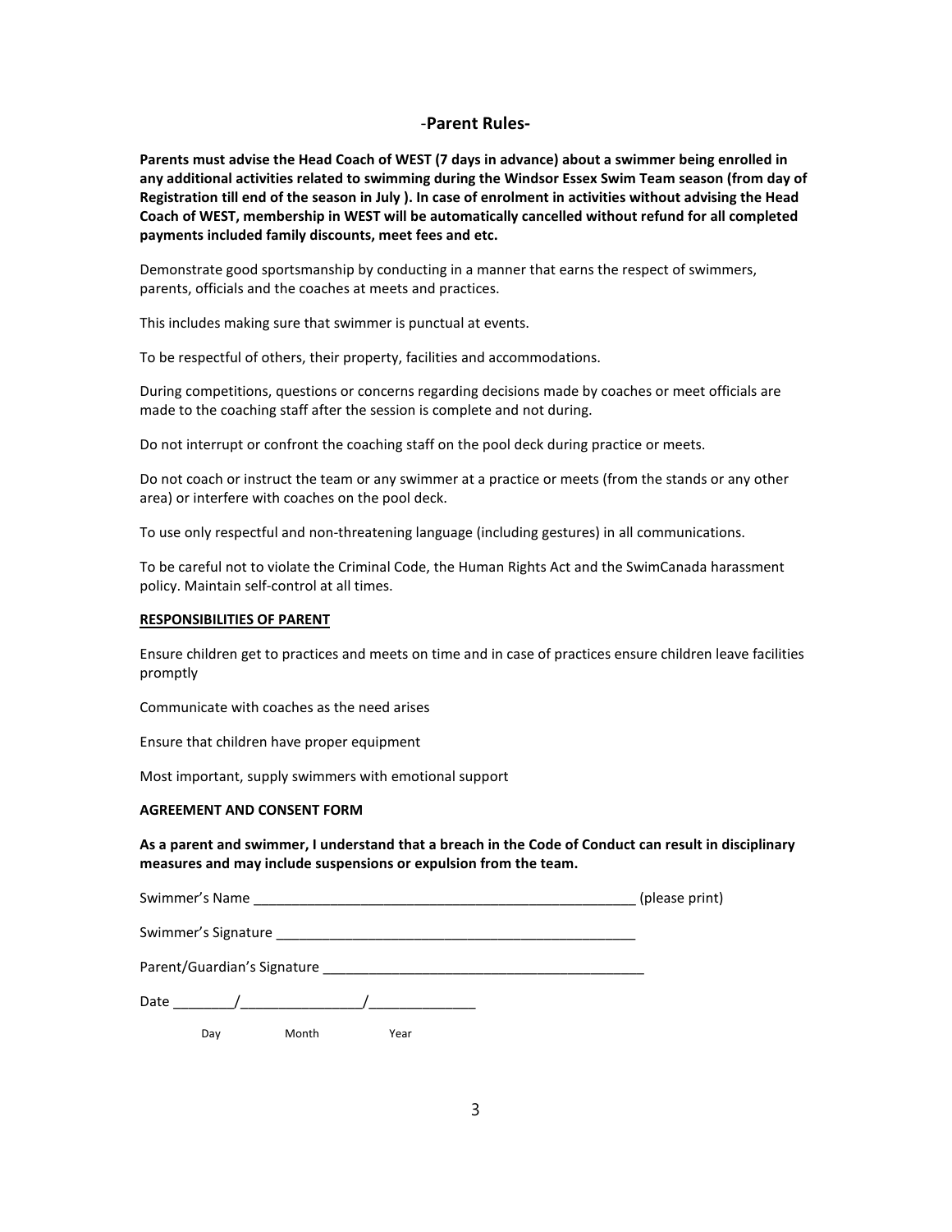## -Parent Rules-

**Parents must advise the Head Coach of WEST (7 days in advance) about a swimmer being enrolled in any additional activities related to swimming during the Windsor Essex Swim Team season (from day of Registration till end of the season in July ). In case of enrolment in activities without advising the Head Coach of WEST, membership in WEST will be automatically cancelled without refund for all completed payments included family discounts, meet fees and etc.**

Demonstrate good sportsmanship by conducting in a manner that earns the respect of swimmers, parents, officials and the coaches at meets and practices.

This includes making sure that swimmer is punctual at events.

To be respectful of others, their property, facilities and accommodations.

During competitions, questions or concerns regarding decisions made by coaches or meet officials are made to the coaching staff after the session is complete and not during.

Do not interrupt or confront the coaching staff on the pool deck during practice or meets.

Do not coach or instruct the team or any swimmer at a practice or meets (from the stands or any other area) or interfere with coaches on the pool deck.

To use only respectful and non-threatening language (including gestures) in all communications.

To be careful not to violate the Criminal Code, the Human Rights Act and the SwimCanada harassment policy. Maintain self-control at all times.

**RESPONSIBILITIES OF PARENT**

Ensure children get to practices and meets on time and in case of practices ensure children leave facilities promptly

Communicate with coaches as the need arises

Ensure that children have proper equipment

Most important, supply swimmers with emotional support

**AGREEMENT AND CONSENT FORM**

**As a parent and swimmer, I understand that a breach in the Code of Conduct can result in disciplinary measures and may include suspensions or expulsion from the team.**

Swimmer's Name ___________________________________________________ (please print)

Swimmer's Signature ________________________________________________

Parent/Guardian's Signature __________________________________________

Date ________/________________/______________

Day Month Year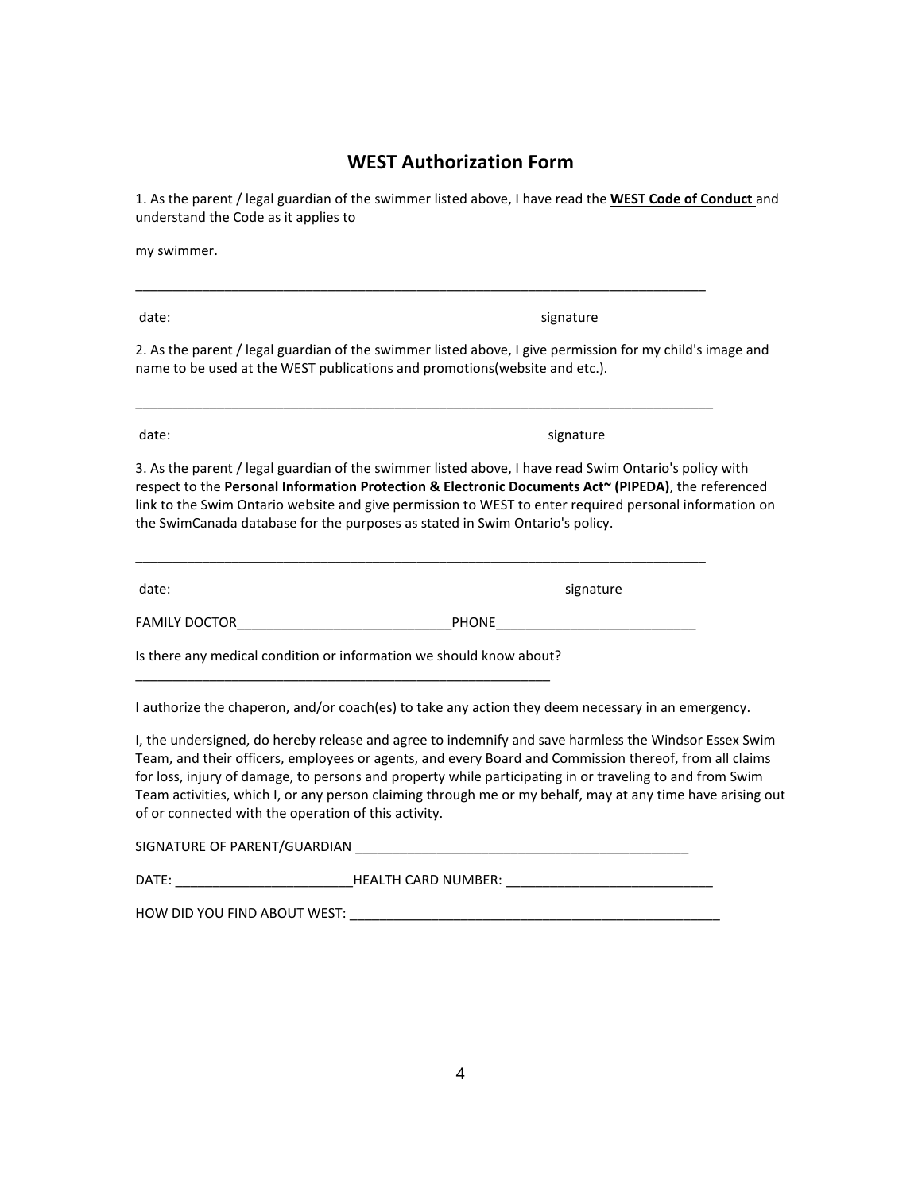## WEST Authorization Form

1. As the parent / legal guardian of the swimmer listed above, I have read the **WEST Code of Conduct** and understand the Code as it applies to

my swimmer.

_____________________________________________________________________________

date: signature

2. As the parent / legal guardian of the swimmer listed above, I give permission for my child's image and name to be used at the WEST publications and promotions(website and etc.).

_____________________________________________________________________________

date: signature

3. As the parent / legal guardian of the swimmer listed above, I have read Swim Ontario's policy with respect to the **Personal Information Protection & Electronic Documents Act~ (PIPEDA)**, the referenced link to the Swim Ontario website and give permission to WEST to enter required personal information on the SwimCanada database for the purposes as stated in Swim Ontario's policy.

_____________________________________________________________________________

date: signature

FAMILY DOCTOR____________________________PHONE__________________________

Is there any medical condition or information we should know about?
________________________________________________________

I authorize the chaperon, and/or coach(es) to take any action they deem necessary in an emergency.

I, the undersigned, do hereby release and agree to indemnify and save harmless the Windsor Essex Swim Team, and their officers, employees or agents, and every Board and Commission thereof, from all claims for loss, injury of damage, to persons and property while participating in or traveling to and from Swim Team activities, which I, or any person claiming through me or my behalf, may at any time have arising out of or connected with the operation of this activity.

SIGNATURE OF PARENT/GUARDIAN _____________________________________________

DATE: ________________________HEALTH CARD NUMBER: ___________________________

HOW DID YOU FIND ABOUT WEST: __________________________________________________